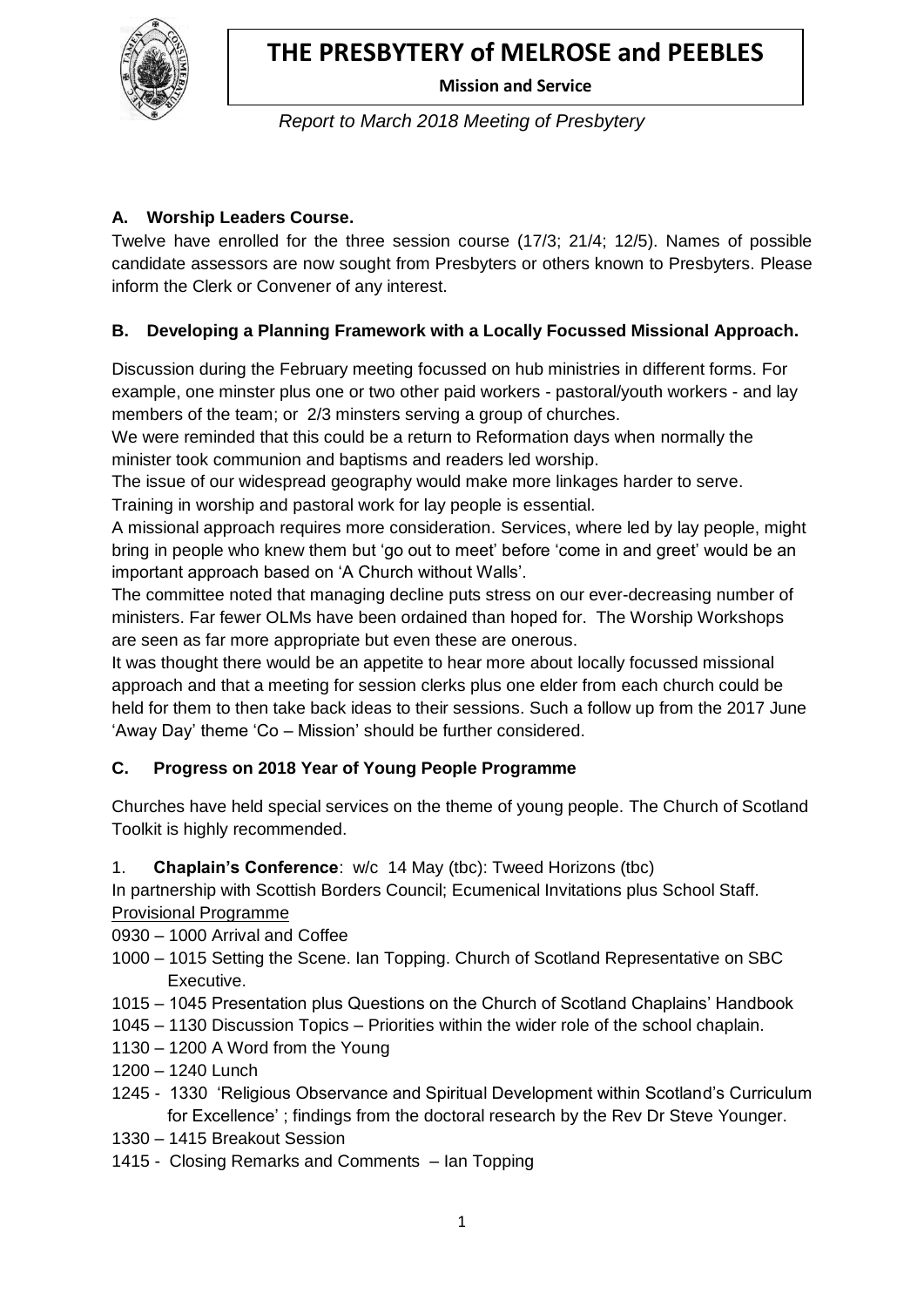# THE PRESBYTERY of MELROSE and PEEBLES

**Mission and Service**

*Report to March 2018 Meeting of Presbytery*

### A. Worship Leaders Course.

Twelve have enrolled for the three session course (17/3; 21/4; 12/5). Names of possible candidate assessors are now sought from Presbyters or others known to Presbyters. Please inform the Clerk or Convener of any interest.

### B. Developing a Planning Framework with a Locally Focussed Missional Approach.

Discussion during the February meeting focussed on hub ministries in different forms. For example, one minster plus one or two other paid workers - pastoral/youth workers - and lay members of the team; or 2/3 minsters serving a group of churches.

We were reminded that this could be a return to Reformation days when normally the minister took communion and baptisms and readers led worship.

The issue of our widespread geography would make more linkages harder to serve.

Training in worship and pastoral work for lay people is essential.

A missional approach requires more consideration. Services, where led by lay people, might bring in people who knew them but 'go out to meet' before 'come in and greet' would be an important approach based on 'A Church without Walls'.

The committee noted that managing decline puts stress on our ever-decreasing number of ministers. Far fewer OLMs have been ordained than hoped for. The Worship Workshops are seen as far more appropriate but even these are onerous.

It was thought there would be an appetite to hear more about locally focussed missional approach and that a meeting for session clerks plus one elder from each church could be held for them to then take back ideas to their sessions. Such a follow up from the 2017 June 'Away Day' theme 'Co – Mission' should be further considered.

### C. Progress on 2018 Year of Young People Programme

Churches have held special services on the theme of young people. The Church of Scotland Toolkit is highly recommended.

1. **Chaplain's Conference**: w/c 14 May (tbc): Tweed Horizons (tbc)

In partnership with Scottish Borders Council; Ecumenical Invitations plus School Staff.

Provisional Programme

- 0930 – 1000 Arrival and Coffee
- 1000 – 1015 Setting the Scene. Ian Topping. Church of Scotland Representative on SBC Executive.
- 1015 – 1045 Presentation plus Questions on the Church of Scotland Chaplains' Handbook
- 1045 – 1130 Discussion Topics – Priorities within the wider role of the school chaplain.
- 1130 – 1200 A Word from the Young
- 1200 – 1240 Lunch
- 1245 - 1330 'Religious Observance and Spiritual Development within Scotland's Curriculum for Excellence' ; findings from the doctoral research by the Rev Dr Steve Younger.
- 1330 – 1415 Breakout Session
- 1415 - Closing Remarks and Comments – Ian Topping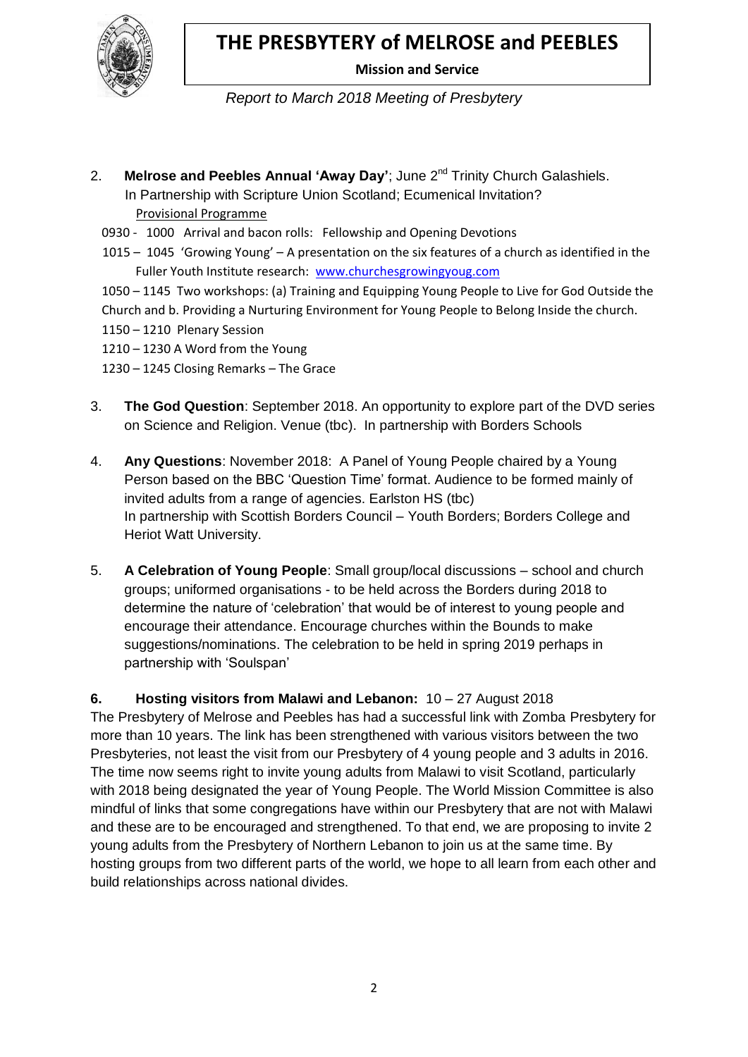# THE PRESBYTERY of MELROSE and PEEBLES

**Mission and Service**

*Report to March 2018 Meeting of Presbytery*

2. **Melrose and Peebles Annual 'Away Day'**; June 2nd Trinity Church Galashiels. In Partnership with Scripture Union Scotland; Ecumenical Invitation?

   Provisional Programme

   0930 - 1000 Arrival and bacon rolls: Fellowship and Opening Devotions

   1015 – 1045 'Growing Young' – A presentation on the six features of a church as identified in the Fuller Youth Institute research: www.churchesgrowingyoug.com

   1050 – 1145 Two workshops: (a) Training and Equipping Young People to Live for God Outside the Church and b. Providing a Nurturing Environment for Young People to Belong Inside the church.

   1150 – 1210 Plenary Session

   1210 – 1230 A Word from the Young

   1230 – 1245 Closing Remarks – The Grace

3. **The God Question**: September 2018. An opportunity to explore part of the DVD series on Science and Religion. Venue (tbc). In partnership with Borders Schools

4. **Any Questions**: November 2018: A Panel of Young People chaired by a Young Person based on the BBC 'Question Time' format. Audience to be formed mainly of invited adults from a range of agencies. Earlston HS (tbc) In partnership with Scottish Borders Council – Youth Borders; Borders College and Heriot Watt University.

5. **A Celebration of Young People**: Small group/local discussions – school and church groups; uniformed organisations - to be held across the Borders during 2018 to determine the nature of 'celebration' that would be of interest to young people and encourage their attendance. Encourage churches within the Bounds to make suggestions/nominations. The celebration to be held in spring 2019 perhaps in partnership with 'Soulspan'

**6. Hosting visitors from Malawi and Lebanon:** 10 – 27 August 2018

The Presbytery of Melrose and Peebles has had a successful link with Zomba Presbytery for more than 10 years. The link has been strengthened with various visitors between the two Presbyteries, not least the visit from our Presbytery of 4 young people and 3 adults in 2016. The time now seems right to invite young adults from Malawi to visit Scotland, particularly with 2018 being designated the year of Young People. The World Mission Committee is also mindful of links that some congregations have within our Presbytery that are not with Malawi and these are to be encouraged and strengthened. To that end, we are proposing to invite 2 young adults from the Presbytery of Northern Lebanon to join us at the same time. By hosting groups from two different parts of the world, we hope to all learn from each other and build relationships across national divides.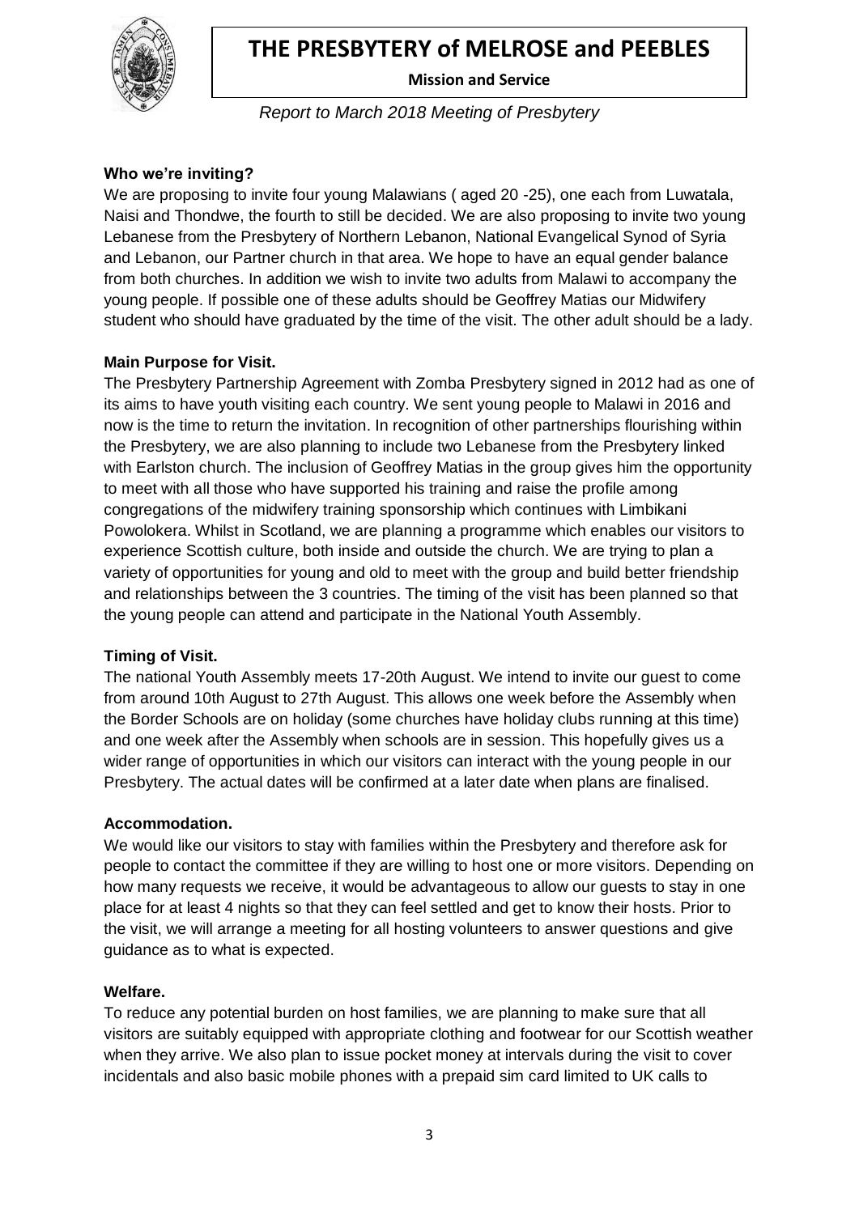# THE PRESBYTERY of MELROSE and PEEBLES

**Mission and Service**

*Report to March 2018 Meeting of Presbytery*

**Who we're inviting?**

We are proposing to invite four young Malawians ( aged 20 -25), one each from Luwatala, Naisi and Thondwe, the fourth to still be decided. We are also proposing to invite two young Lebanese from the Presbytery of Northern Lebanon, National Evangelical Synod of Syria and Lebanon, our Partner church in that area. We hope to have an equal gender balance from both churches. In addition we wish to invite two adults from Malawi to accompany the young people. If possible one of these adults should be Geoffrey Matias our Midwifery student who should have graduated by the time of the visit. The other adult should be a lady.

**Main Purpose for Visit.**

The Presbytery Partnership Agreement with Zomba Presbytery signed in 2012 had as one of its aims to have youth visiting each country. We sent young people to Malawi in 2016 and now is the time to return the invitation. In recognition of other partnerships flourishing within the Presbytery, we are also planning to include two Lebanese from the Presbytery linked with Earlston church. The inclusion of Geoffrey Matias in the group gives him the opportunity to meet with all those who have supported his training and raise the profile among congregations of the midwifery training sponsorship which continues with Limbikani Powolokera. Whilst in Scotland, we are planning a programme which enables our visitors to experience Scottish culture, both inside and outside the church. We are trying to plan a variety of opportunities for young and old to meet with the group and build better friendship and relationships between the 3 countries. The timing of the visit has been planned so that the young people can attend and participate in the National Youth Assembly.

**Timing of Visit.**

The national Youth Assembly meets 17-20th August. We intend to invite our guest to come from around 10th August to 27th August. This allows one week before the Assembly when the Border Schools are on holiday (some churches have holiday clubs running at this time) and one week after the Assembly when schools are in session. This hopefully gives us a wider range of opportunities in which our visitors can interact with the young people in our Presbytery. The actual dates will be confirmed at a later date when plans are finalised.

**Accommodation.**

We would like our visitors to stay with families within the Presbytery and therefore ask for people to contact the committee if they are willing to host one or more visitors. Depending on how many requests we receive, it would be advantageous to allow our guests to stay in one place for at least 4 nights so that they can feel settled and get to know their hosts. Prior to the visit, we will arrange a meeting for all hosting volunteers to answer questions and give guidance as to what is expected.

**Welfare.**

To reduce any potential burden on host families, we are planning to make sure that all visitors are suitably equipped with appropriate clothing and footwear for our Scottish weather when they arrive. We also plan to issue pocket money at intervals during the visit to cover incidentals and also basic mobile phones with a prepaid sim card limited to UK calls to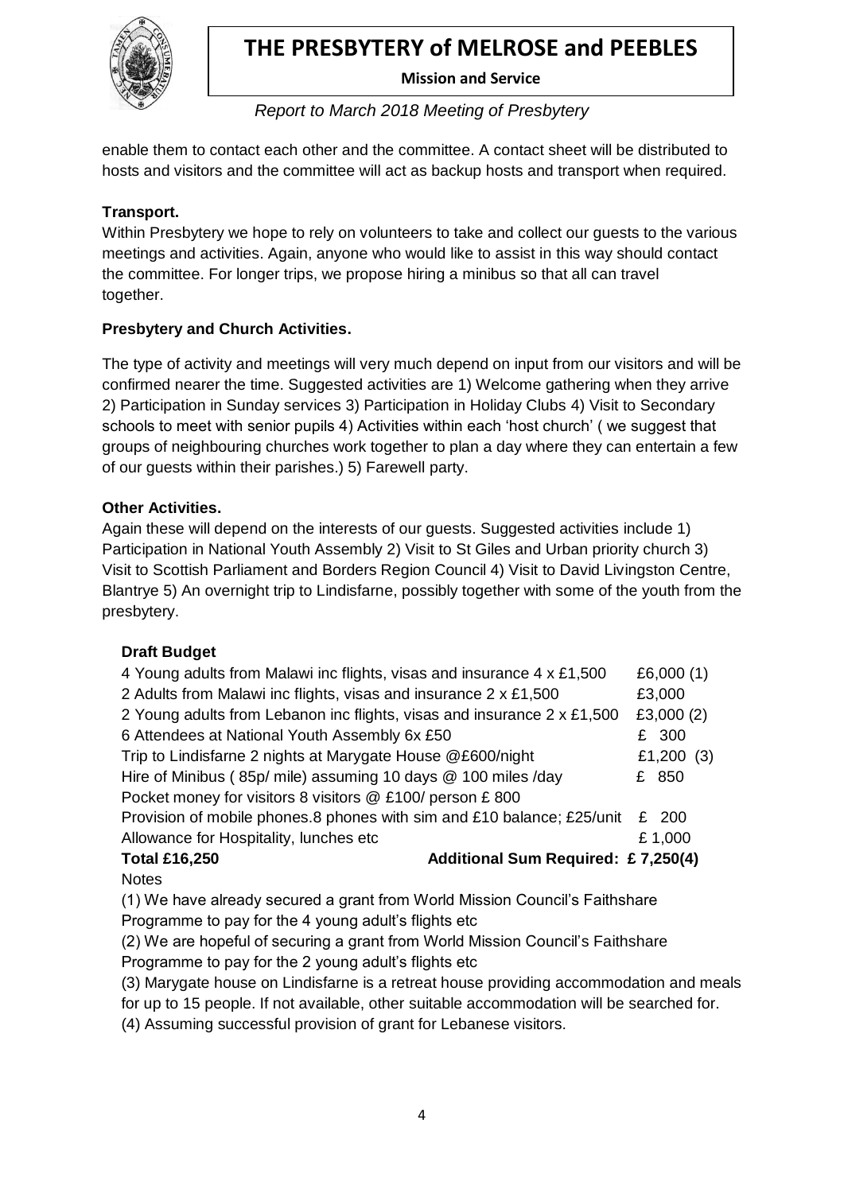enable them to contact each other and the committee. A contact sheet will be distributed to hosts and visitors and the committee will act as backup hosts and transport when required.

**Transport.**

Within Presbytery we hope to rely on volunteers to take and collect our guests to the various meetings and activities. Again, anyone who would like to assist in this way should contact the committee. For longer trips, we propose hiring a minibus so that all can travel together.

**Presbytery and Church Activities.**

The type of activity and meetings will very much depend on input from our visitors and will be confirmed nearer the time. Suggested activities are 1) Welcome gathering when they arrive 2) Participation in Sunday services 3) Participation in Holiday Clubs 4) Visit to Secondary schools to meet with senior pupils 4) Activities within each 'host church' ( we suggest that groups of neighbouring churches work together to plan a day where they can entertain a few of our guests within their parishes.) 5) Farewell party.

**Other Activities.**

Again these will depend on the interests of our guests. Suggested activities include 1) Participation in National Youth Assembly 2) Visit to St Giles and Urban priority church 3) Visit to Scottish Parliament and Borders Region Council 4) Visit to David Livingston Centre, Blantrye 5) An overnight trip to Lindisfarne, possibly together with some of the youth from the presbytery.

**Draft Budget**

| Item | Amount |
|---|---|
| 4 Young adults from Malawi inc flights, visas and insurance 4 x £1,500 | £6,000 (1) |
| 2 Adults from Malawi inc flights, visas and insurance 2 x £1,500 | £3,000 |
| 2 Young adults from Lebanon inc flights, visas and insurance 2 x £1,500 | £3,000 (2) |
| 6 Attendees at National Youth Assembly 6x £50 | £ 300 |
| Trip to Lindisfarne 2 nights at Marygate House @£600/night | £1,200 (3) |
| Hire of Minibus ( 85p/ mile) assuming 10 days @ 100 miles /day | £ 850 |
| Pocket money for visitors 8 visitors @ £100/ person £ 800 | |
| Provision of mobile phones.8 phones with sim and £10 balance; £25/unit | £ 200 |
| Allowance for Hospitality, lunches etc | £ 1,000 |
| **Total £16,250** | **Additional Sum Required: £ 7,250(4)** |

Notes

(1) We have already secured a grant from World Mission Council's Faithshare Programme to pay for the 4 young adult's flights etc

(2) We are hopeful of securing a grant from World Mission Council's Faithshare Programme to pay for the 2 young adult's flights etc

(3) Marygate house on Lindisfarne is a retreat house providing accommodation and meals for up to 15 people. If not available, other suitable accommodation will be searched for.

(4) Assuming successful provision of grant for Lebanese visitors.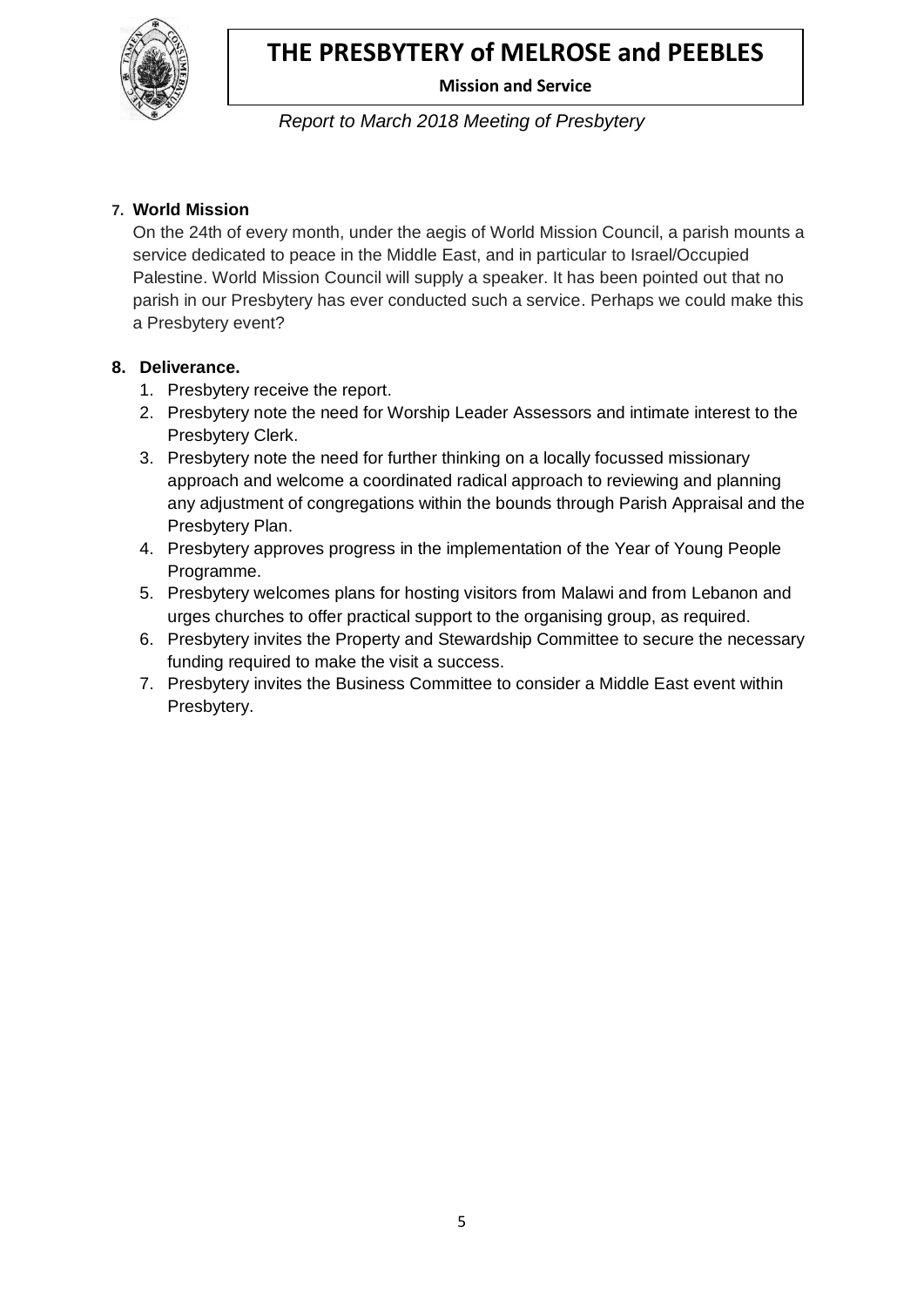## 7. World Mission

On the 24th of every month, under the aegis of World Mission Council, a parish mounts a service dedicated to peace in the Middle East, and in particular to Israel/Occupied Palestine. World Mission Council will supply a speaker. It has been pointed out that no parish in our Presbytery has ever conducted such a service. Perhaps we could make this a Presbytery event?

## 8. Deliverance.

1. Presbytery receive the report.
2. Presbytery note the need for Worship Leader Assessors and intimate interest to the Presbytery Clerk.
3. Presbytery note the need for further thinking on a locally focussed missionary approach and welcome a coordinated radical approach to reviewing and planning any adjustment of congregations within the bounds through Parish Appraisal and the Presbytery Plan.
4. Presbytery approves progress in the implementation of the Year of Young People Programme.
5. Presbytery welcomes plans for hosting visitors from Malawi and from Lebanon and urges churches to offer practical support to the organising group, as required.
6. Presbytery invites the Property and Stewardship Committee to secure the necessary funding required to make the visit a success.
7. Presbytery invites the Business Committee to consider a Middle East event within Presbytery.